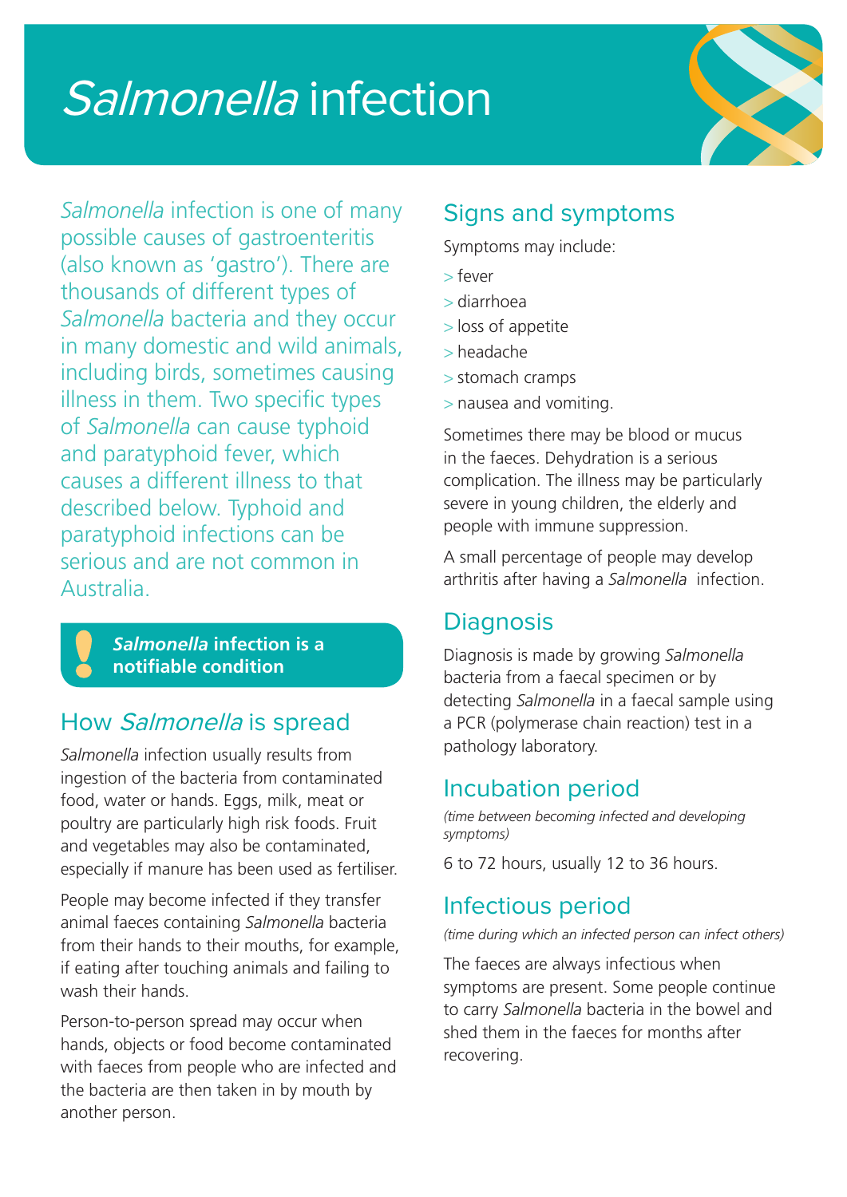# *Salmonella* infection

*Salmonella* infection is one of many possible causes of gastroenteritis (also known as 'gastro'). There are thousands of different types of *Salmonella* bacteria and they occur in many domestic and wild animals, including birds, sometimes causing illness in them. Two specific types of *Salmonella* can cause typhoid and paratyphoid fever, which causes a different illness to that described below. Typhoid and paratyphoid infections can be serious and are not common in Australia.

> **! *Salmonella* infection is a notifiable condition**

## How *Salmonella* is spread

*Salmonella* infection usually results from ingestion of the bacteria from contaminated food, water or hands. Eggs, milk, meat or poultry are particularly high risk foods. Fruit and vegetables may also be contaminated, especially if manure has been used as fertiliser.

People may become infected if they transfer animal faeces containing *Salmonella* bacteria from their hands to their mouths, for example, if eating after touching animals and failing to wash their hands.

Person-to-person spread may occur when hands, objects or food become contaminated with faeces from people who are infected and the bacteria are then taken in by mouth by another person.

## Signs and symptoms

Symptoms may include:

- fever
- diarrhoea
- loss of appetite
- headache
- stomach cramps
- nausea and vomiting.

Sometimes there may be blood or mucus in the faeces. Dehydration is a serious complication. The illness may be particularly severe in young children, the elderly and people with immune suppression.

A small percentage of people may develop arthritis after having a *Salmonella* infection.

## Diagnosis

Diagnosis is made by growing *Salmonella* bacteria from a faecal specimen or by detecting *Salmonella* in a faecal sample using a PCR (polymerase chain reaction) test in a pathology laboratory.

## Incubation period

*(time between becoming infected and developing symptoms)*

6 to 72 hours, usually 12 to 36 hours.

## Infectious period

*(time during which an infected person can infect others)*

The faeces are always infectious when symptoms are present. Some people continue to carry *Salmonella* bacteria in the bowel and shed them in the faeces for months after recovering.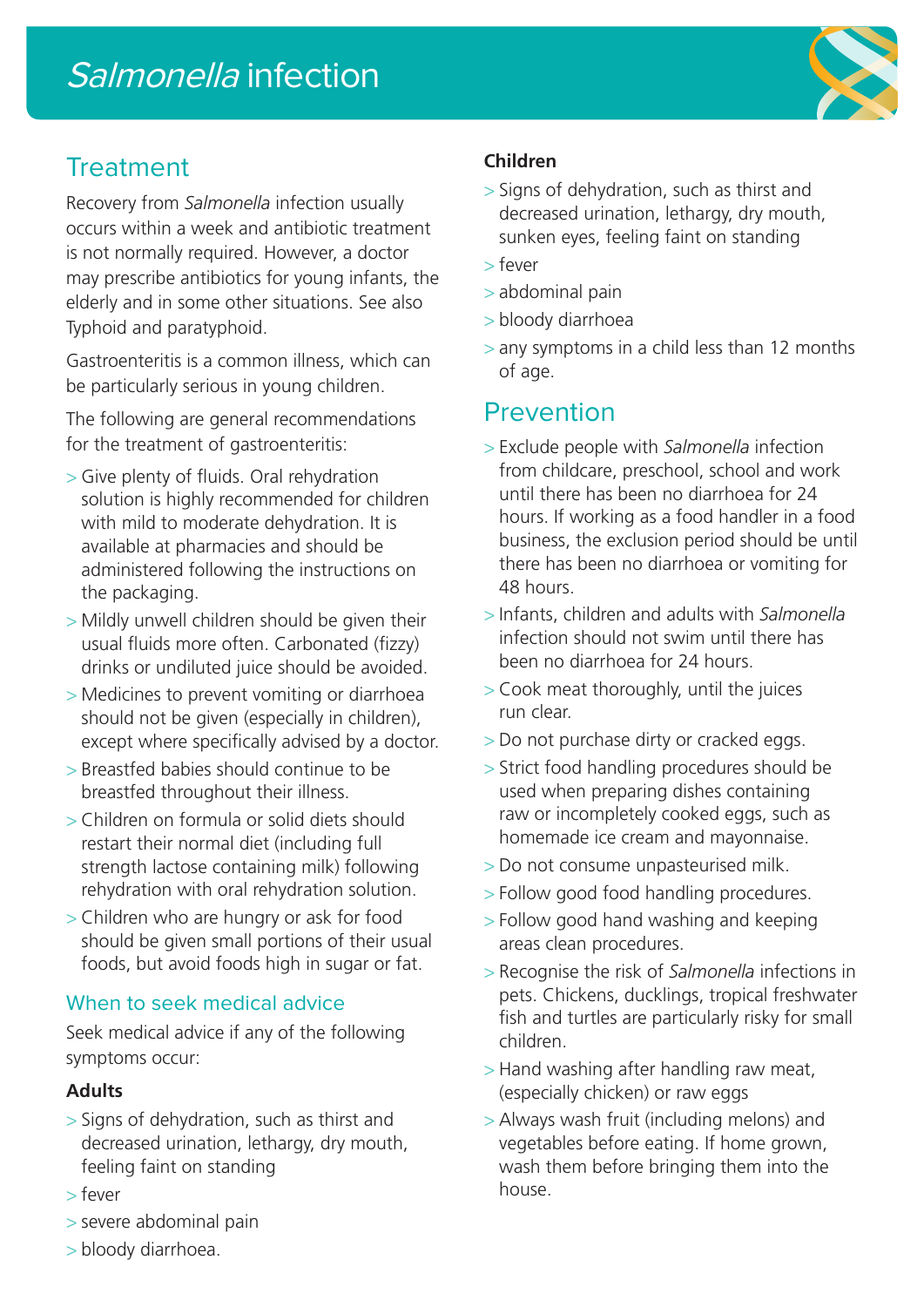# *Salmonella* infection

## Treatment

Recovery from *Salmonella* infection usually occurs within a week and antibiotic treatment is not normally required. However, a doctor may prescribe antibiotics for young infants, the elderly and in some other situations. See also Typhoid and paratyphoid.

Gastroenteritis is a common illness, which can be particularly serious in young children.

The following are general recommendations for the treatment of gastroenteritis:

- Give plenty of fluids. Oral rehydration solution is highly recommended for children with mild to moderate dehydration. It is available at pharmacies and should be administered following the instructions on the packaging.
- Mildly unwell children should be given their usual fluids more often. Carbonated (fizzy) drinks or undiluted juice should be avoided.
- Medicines to prevent vomiting or diarrhoea should not be given (especially in children), except where specifically advised by a doctor.
- Breastfed babies should continue to be breastfed throughout their illness.
- Children on formula or solid diets should restart their normal diet (including full strength lactose containing milk) following rehydration with oral rehydration solution.
- Children who are hungry or ask for food should be given small portions of their usual foods, but avoid foods high in sugar or fat.

### When to seek medical advice

Seek medical advice if any of the following symptoms occur:

**Adults**

- Signs of dehydration, such as thirst and decreased urination, lethargy, dry mouth, feeling faint on standing
- fever
- severe abdominal pain
- bloody diarrhoea.

**Children**

- Signs of dehydration, such as thirst and decreased urination, lethargy, dry mouth, sunken eyes, feeling faint on standing
- fever
- abdominal pain
- bloody diarrhoea
- any symptoms in a child less than 12 months of age.

## Prevention

- Exclude people with *Salmonella* infection from childcare, preschool, school and work until there has been no diarrhoea for 24 hours. If working as a food handler in a food business, the exclusion period should be until there has been no diarrhoea or vomiting for 48 hours.
- Infants, children and adults with *Salmonella* infection should not swim until there has been no diarrhoea for 24 hours.
- Cook meat thoroughly, until the juices run clear.
- Do not purchase dirty or cracked eggs.
- Strict food handling procedures should be used when preparing dishes containing raw or incompletely cooked eggs, such as homemade ice cream and mayonnaise.
- Do not consume unpasteurised milk.
- Follow good food handling procedures.
- Follow good hand washing and keeping areas clean procedures.
- Recognise the risk of *Salmonella* infections in pets. Chickens, ducklings, tropical freshwater fish and turtles are particularly risky for small children.
- Hand washing after handling raw meat, (especially chicken) or raw eggs
- Always wash fruit (including melons) and vegetables before eating. If home grown, wash them before bringing them into the house.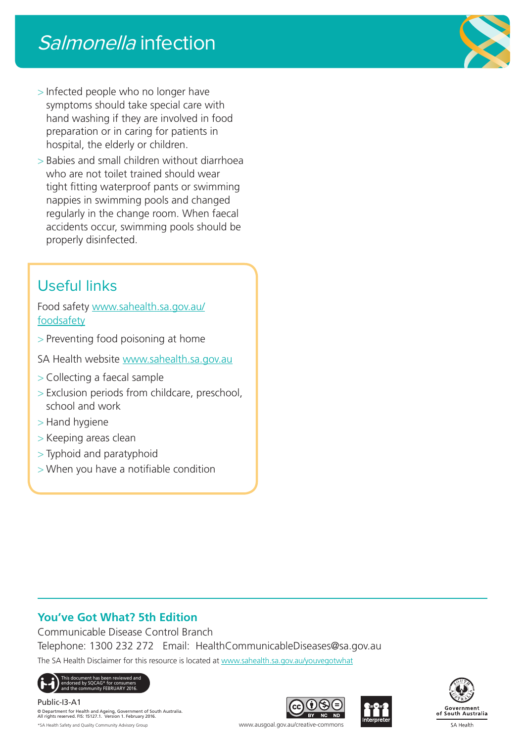- Infected people who no longer have symptoms should take special care with hand washing if they are involved in food preparation or in caring for patients in hospital, the elderly or children.
- Babies and small children without diarrhoea who are not toilet trained should wear tight fitting waterproof pants or swimming nappies in swimming pools and changed regularly in the change room. When faecal accidents occur, swimming pools should be properly disinfected.

## Useful links

Food safety [www.sahealth.sa.gov.au/foodsafety](www.sahealth.sa.gov.au/foodsafety)

- Preventing food poisoning at home

SA Health website [www.sahealth.sa.gov.au](www.sahealth.sa.gov.au)

- Collecting a faecal sample
- Exclusion periods from childcare, preschool, school and work
- Hand hygiene
- Keeping areas clean
- Typhoid and paratyphoid
- When you have a notifiable condition

**You've Got What? 5th Edition**

Communicable Disease Control Branch

Telephone: 1300 232 272 Email: HealthCommunicableDiseases@sa.gov.au

The SA Health Disclaimer for this resource is located at [www.sahealth.sa.gov.au/youvegotwhat](www.sahealth.sa.gov.au/youvegotwhat)

This document has been reviewed and endorsed by SQCAG* for consumers and the community FEBRUARY 2016.

Public-I3-A1

© Department for Health and Ageing, Government of South Australia. All rights reserved. FIS: 15127.1. Version 1. February 2016.

*SA Health Safety and Quality Community Advisory Group

www.ausgoal.gov.au/creative-commons

Interpreter

Government of South Australia

SA Health